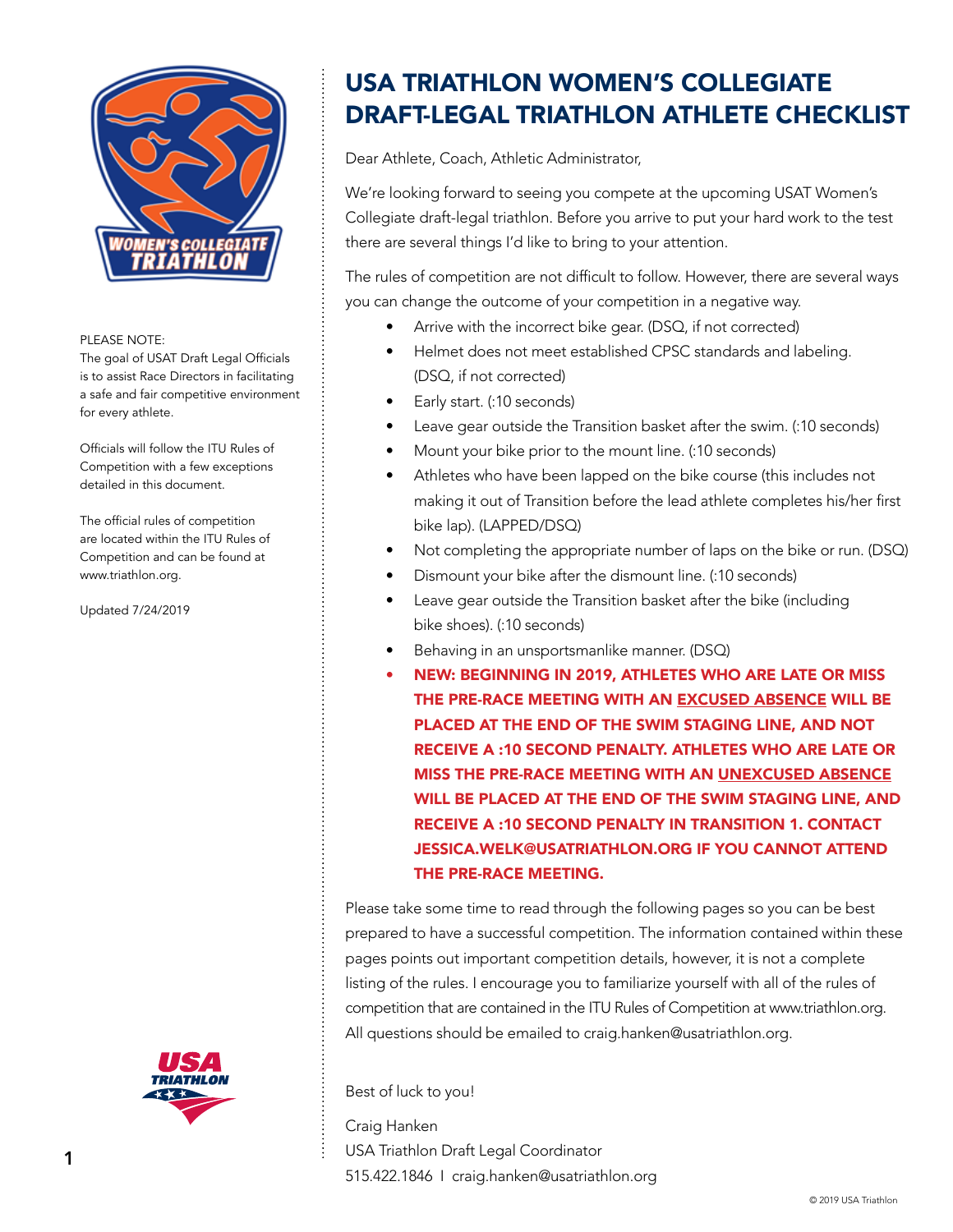# USA TRIATHLON WOMEN'S COLLEGIATE DRAFT-LEGAL TRIATHLON ATHLETE CHECKLIST

PLEASE NOTE:
The goal of USAT Draft Legal Officials is to assist Race Directors in facilitating a safe and fair competitive environment for every athlete.

Officials will follow the ITU Rules of Competition with a few exceptions detailed in this document.

The official rules of competition are located within the ITU Rules of Competition and can be found at www.triathlon.org.

Updated 7/24/2019

Dear Athlete, Coach, Athletic Administrator,

We're looking forward to seeing you compete at the upcoming USAT Women's Collegiate draft-legal triathlon. Before you arrive to put your hard work to the test there are several things I'd like to bring to your attention.

The rules of competition are not difficult to follow. However, there are several ways you can change the outcome of your competition in a negative way.

- Arrive with the incorrect bike gear. (DSQ, if not corrected)
- Helmet does not meet established CPSC standards and labeling. (DSQ, if not corrected)
- Early start. (:10 seconds)
- Leave gear outside the Transition basket after the swim. (:10 seconds)
- Mount your bike prior to the mount line. (:10 seconds)
- Athletes who have been lapped on the bike course (this includes not making it out of Transition before the lead athlete completes his/her first bike lap). (LAPPED/DSQ)
- Not completing the appropriate number of laps on the bike or run. (DSQ)
- Dismount your bike after the dismount line. (:10 seconds)
- Leave gear outside the Transition basket after the bike (including bike shoes). (:10 seconds)
- Behaving in an unsportsmanlike manner. (DSQ)
- **NEW: BEGINNING IN 2019, ATHLETES WHO ARE LATE OR MISS THE PRE-RACE MEETING WITH AN EXCUSED ABSENCE WILL BE PLACED AT THE END OF THE SWIM STAGING LINE, AND NOT RECEIVE A :10 SECOND PENALTY. ATHLETES WHO ARE LATE OR MISS THE PRE-RACE MEETING WITH AN UNEXCUSED ABSENCE WILL BE PLACED AT THE END OF THE SWIM STAGING LINE, AND RECEIVE A :10 SECOND PENALTY IN TRANSITION 1. CONTACT JESSICA.WELK@USATRIATHLON.ORG IF YOU CANNOT ATTEND THE PRE-RACE MEETING.**

Please take some time to read through the following pages so you can be best prepared to have a successful competition. The information contained within these pages points out important competition details, however, it is not a complete listing of the rules. I encourage you to familiarize yourself with all of the rules of competition that are contained in the ITU Rules of Competition at www.triathlon.org. All questions should be emailed to craig.hanken@usatriathlon.org.

Best of luck to you!

Craig Hanken
USA Triathlon Draft Legal Coordinator
515.422.1846 I craig.hanken@usatriathlon.org

© 2019 USA Triathlon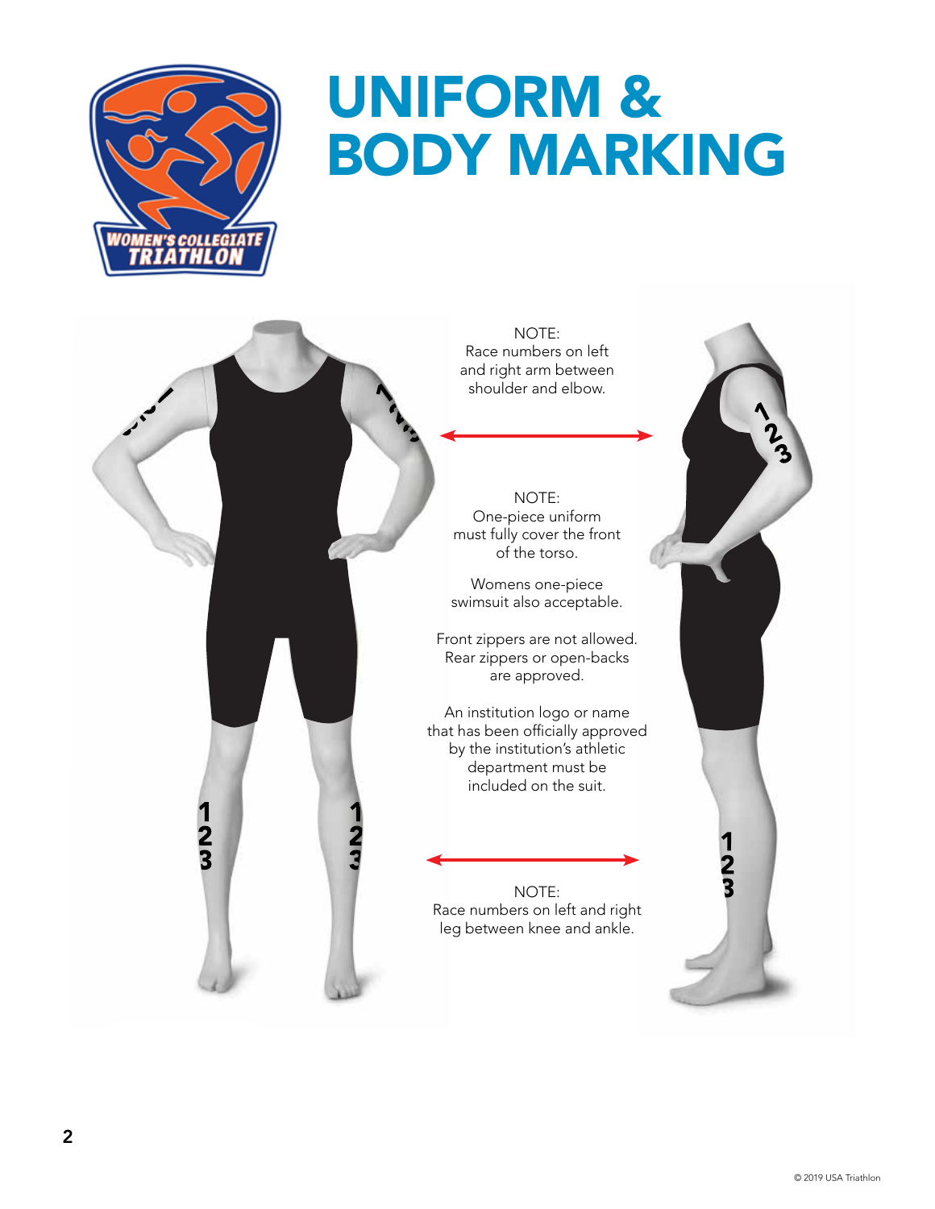# UNIFORM & BODY MARKING

NOTE:
Race numbers on left and right arm between shoulder and elbow.

NOTE:
One-piece uniform must fully cover the front of the torso.

Womens one-piece swimsuit also acceptable.

Front zippers are not allowed. Rear zippers or open-backs are approved.

An institution logo or name that has been officially approved by the institution's athletic department must be included on the suit.

NOTE:
Race numbers on left and right leg between knee and ankle.

© 2019 USA Triathlon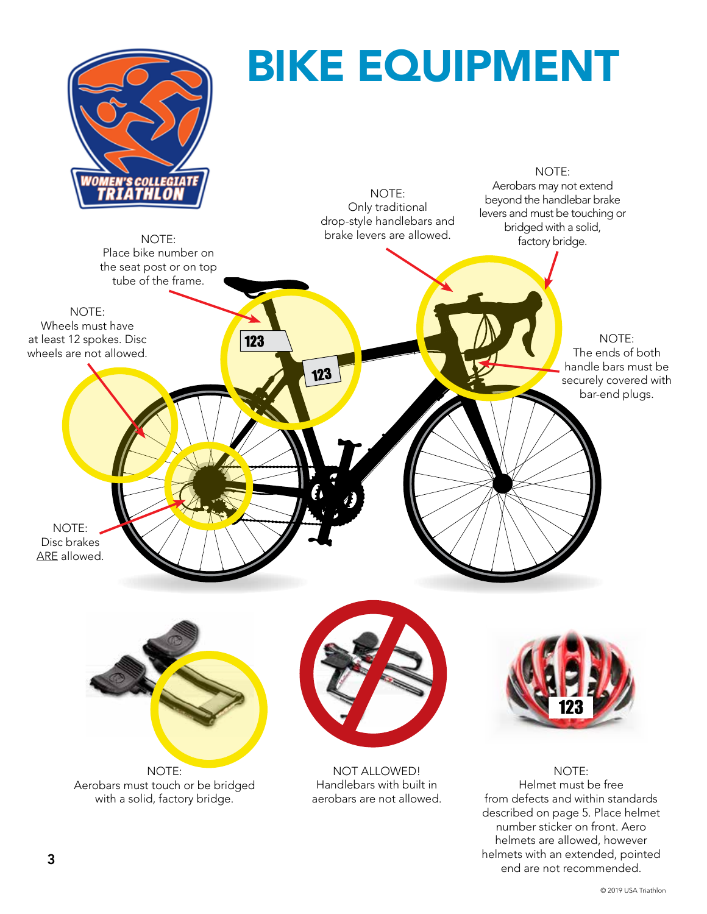# BIKE EQUIPMENT

NOTE:
Place bike number on the seat post or on top tube of the frame.

NOTE:
Only traditional drop-style handlebars and brake levers are allowed.

NOTE:
Aerobars may not extend beyond the handlebar brake levers and must be touching or bridged with a solid, factory bridge.

NOTE:
Wheels must have at least 12 spokes. Disc wheels are not allowed.

NOTE:
The ends of both handle bars must be securely covered with bar-end plugs.

NOTE:
Disc brakes ARE allowed.

NOTE:
Aerobars must touch or be bridged with a solid, factory bridge.

NOT ALLOWED!
Handlebars with built in aerobars are not allowed.

NOTE:
Helmet must be free from defects and within standards described on page 5. Place helmet number sticker on front. Aero helmets are allowed, however helmets with an extended, pointed end are not recommended.

© 2019 USA Triathlon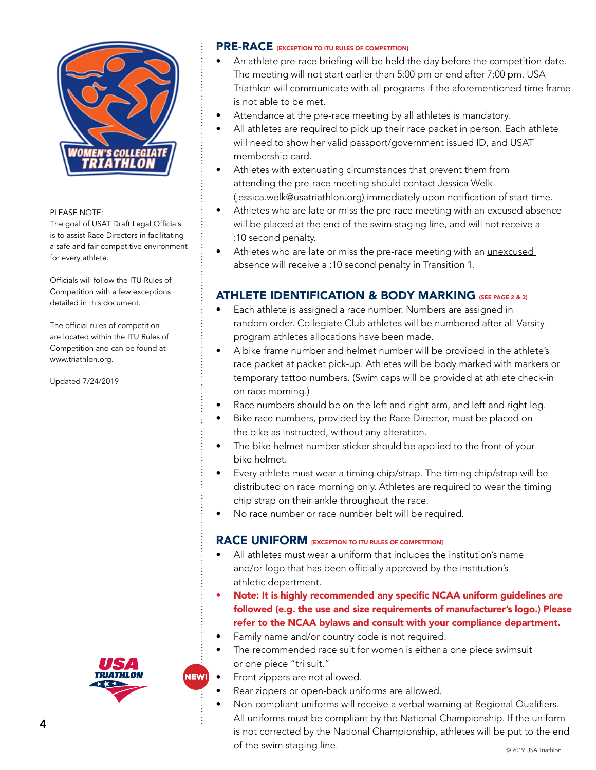PLEASE NOTE:
The goal of USAT Draft Legal Officials is to assist Race Directors in facilitating a safe and fair competitive environment for every athlete.

Officials will follow the ITU Rules of Competition with a few exceptions detailed in this document.

The official rules of competition are located within the ITU Rules of Competition and can be found at www.triathlon.org.

Updated 7/24/2019

## PRE-RACE [EXCEPTION TO ITU RULES OF COMPETITION]

- An athlete pre-race briefing will be held the day before the competition date. The meeting will not start earlier than 5:00 pm or end after 7:00 pm. USA Triathlon will communicate with all programs if the aforementioned time frame is not able to be met.
- Attendance at the pre-race meeting by all athletes is mandatory.
- All athletes are required to pick up their race packet in person. Each athlete will need to show her valid passport/government issued ID, and USAT membership card.
- Athletes with extenuating circumstances that prevent them from attending the pre-race meeting should contact Jessica Welk (jessica.welk@usatriathlon.org) immediately upon notification of start time.
- Athletes who are late or miss the pre-race meeting with an excused absence will be placed at the end of the swim staging line, and will not receive a :10 second penalty.
- Athletes who are late or miss the pre-race meeting with an unexcused absence will receive a :10 second penalty in Transition 1.

## ATHLETE IDENTIFICATION & BODY MARKING (SEE PAGE 2 & 3)

- Each athlete is assigned a race number. Numbers are assigned in random order. Collegiate Club athletes will be numbered after all Varsity program athletes allocations have been made.
- A bike frame number and helmet number will be provided in the athlete's race packet at packet pick-up. Athletes will be body marked with markers or temporary tattoo numbers. (Swim caps will be provided at athlete check-in on race morning.)
- Race numbers should be on the left and right arm, and left and right leg.
- Bike race numbers, provided by the Race Director, must be placed on the bike as instructed, without any alteration.
- The bike helmet number sticker should be applied to the front of your bike helmet.
- Every athlete must wear a timing chip/strap. The timing chip/strap will be distributed on race morning only. Athletes are required to wear the timing chip strap on their ankle throughout the race.
- No race number or race number belt will be required.

## RACE UNIFORM [EXCEPTION TO ITU RULES OF COMPETITION]

- All athletes must wear a uniform that includes the institution's name and/or logo that has been officially approved by the institution's athletic department.
- **Note: It is highly recommended any specific NCAA uniform guidelines are followed (e.g. the use and size requirements of manufacturer's logo.) Please refer to the NCAA bylaws and consult with your compliance department.**
- Family name and/or country code is not required.
- The recommended race suit for women is either a one piece swimsuit or one piece "tri suit."
- NEW! Front zippers are not allowed.
- Rear zippers or open-back uniforms are allowed.
- Non-compliant uniforms will receive a verbal warning at Regional Qualifiers. All uniforms must be compliant by the National Championship. If the uniform is not corrected by the National Championship, athletes will be put to the end of the swim staging line.

© 2019 USA Triathlon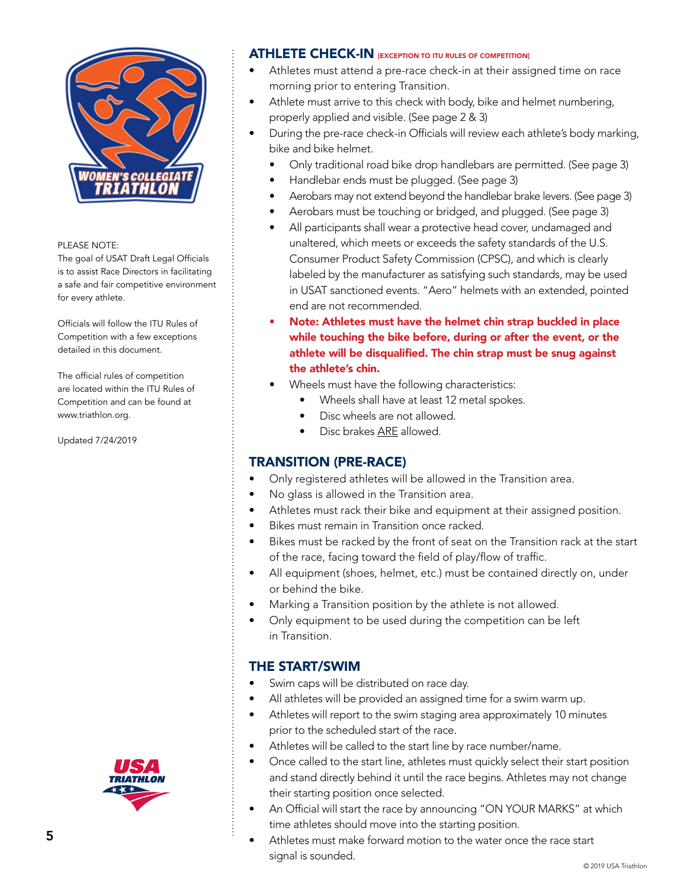PLEASE NOTE:
The goal of USAT Draft Legal Officials is to assist Race Directors in facilitating a safe and fair competitive environment for every athlete.

Officials will follow the ITU Rules of Competition with a few exceptions detailed in this document.

The official rules of competition are located within the ITU Rules of Competition and can be found at www.triathlon.org.

Updated 7/24/2019

## ATHLETE CHECK-IN [EXCEPTION TO ITU RULES OF COMPETITION]

- Athletes must attend a pre-race check-in at their assigned time on race morning prior to entering Transition.
- Athlete must arrive to this check with body, bike and helmet numbering, properly applied and visible. (See page 2 & 3)
- During the pre-race check-in Officials will review each athlete's body marking, bike and bike helmet.
  - Only traditional road bike drop handlebars are permitted. (See page 3)
  - Handlebar ends must be plugged. (See page 3)
  - Aerobars may not extend beyond the handlebar brake levers. (See page 3)
  - Aerobars must be touching or bridged, and plugged. (See page 3)
  - All participants shall wear a protective head cover, undamaged and unaltered, which meets or exceeds the safety standards of the U.S. Consumer Product Safety Commission (CPSC), and which is clearly labeled by the manufacturer as satisfying such standards, may be used in USAT sanctioned events. "Aero" helmets with an extended, pointed end are not recommended.
  - **Note: Athletes must have the helmet chin strap buckled in place while touching the bike before, during or after the event, or the athlete will be disqualified. The chin strap must be snug against the athlete's chin.**
  - Wheels must have the following characteristics:
    - Wheels shall have at least 12 metal spokes.
    - Disc wheels are not allowed.
    - Disc brakes ARE allowed.

## TRANSITION (PRE-RACE)

- Only registered athletes will be allowed in the Transition area.
- No glass is allowed in the Transition area.
- Athletes must rack their bike and equipment at their assigned position.
- Bikes must remain in Transition once racked.
- Bikes must be racked by the front of seat on the Transition rack at the start of the race, facing toward the field of play/flow of traffic.
- All equipment (shoes, helmet, etc.) must be contained directly on, under or behind the bike.
- Marking a Transition position by the athlete is not allowed.
- Only equipment to be used during the competition can be left in Transition.

## THE START/SWIM

- Swim caps will be distributed on race day.
- All athletes will be provided an assigned time for a swim warm up.
- Athletes will report to the swim staging area approximately 10 minutes prior to the scheduled start of the race.
- Athletes will be called to the start line by race number/name.
- Once called to the start line, athletes must quickly select their start position and stand directly behind it until the race begins. Athletes may not change their starting position once selected.
- An Official will start the race by announcing "ON YOUR MARKS" at which time athletes should move into the starting position.
- Athletes must make forward motion to the water once the race start signal is sounded.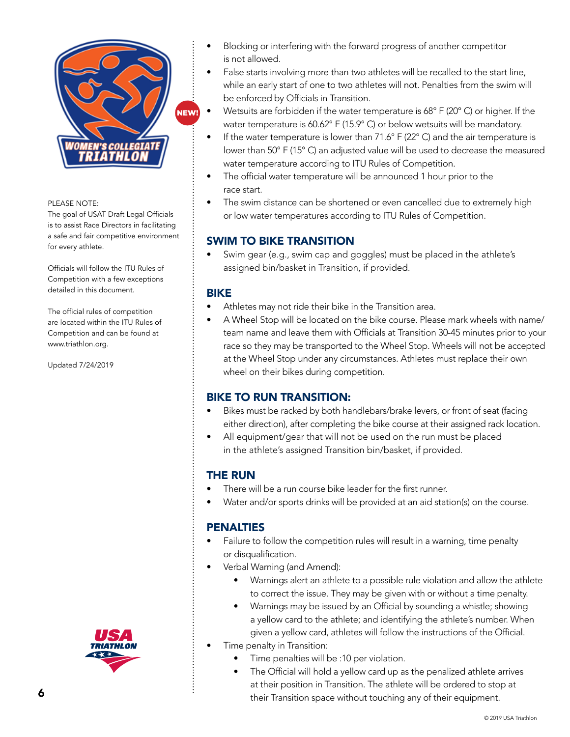PLEASE NOTE:
The goal of USAT Draft Legal Officials is to assist Race Directors in facilitating a safe and fair competitive environment for every athlete.

Officials will follow the ITU Rules of Competition with a few exceptions detailed in this document.

The official rules of competition are located within the ITU Rules of Competition and can be found at www.triathlon.org.

Updated 7/24/2019

- Blocking or interfering with the forward progress of another competitor is not allowed.
- False starts involving more than two athletes will be recalled to the start line, while an early start of one to two athletes will not. Penalties from the swim will be enforced by Officials in Transition.
- NEW! Wetsuits are forbidden if the water temperature is 68° F (20° C) or higher. If the water temperature is 60.62° F (15.9° C) or below wetsuits will be mandatory.
- If the water temperature is lower than 71.6° F (22° C) and the air temperature is lower than 50° F (15° C) an adjusted value will be used to decrease the measured water temperature according to ITU Rules of Competition.
- The official water temperature will be announced 1 hour prior to the race start.
- The swim distance can be shortened or even cancelled due to extremely high or low water temperatures according to ITU Rules of Competition.

## SWIM TO BIKE TRANSITION

- Swim gear (e.g., swim cap and goggles) must be placed in the athlete's assigned bin/basket in Transition, if provided.

## BIKE

- Athletes may not ride their bike in the Transition area.
- A Wheel Stop will be located on the bike course. Please mark wheels with name/team name and leave them with Officials at Transition 30-45 minutes prior to your race so they may be transported to the Wheel Stop. Wheels will not be accepted at the Wheel Stop under any circumstances. Athletes must replace their own wheel on their bikes during competition.

## BIKE TO RUN TRANSITION:

- Bikes must be racked by both handlebars/brake levers, or front of seat (facing either direction), after completing the bike course at their assigned rack location.
- All equipment/gear that will not be used on the run must be placed in the athlete's assigned Transition bin/basket, if provided.

## THE RUN

- There will be a run course bike leader for the first runner.
- Water and/or sports drinks will be provided at an aid station(s) on the course.

## PENALTIES

- Failure to follow the competition rules will result in a warning, time penalty or disqualification.
- Verbal Warning (and Amend):
  - Warnings alert an athlete to a possible rule violation and allow the athlete to correct the issue. They may be given with or without a time penalty.
  - Warnings may be issued by an Official by sounding a whistle; showing a yellow card to the athlete; and identifying the athlete's number. When given a yellow card, athletes will follow the instructions of the Official.
- Time penalty in Transition:
  - Time penalties will be :10 per violation.
  - The Official will hold a yellow card up as the penalized athlete arrives at their position in Transition. The athlete will be ordered to stop at their Transition space without touching any of their equipment.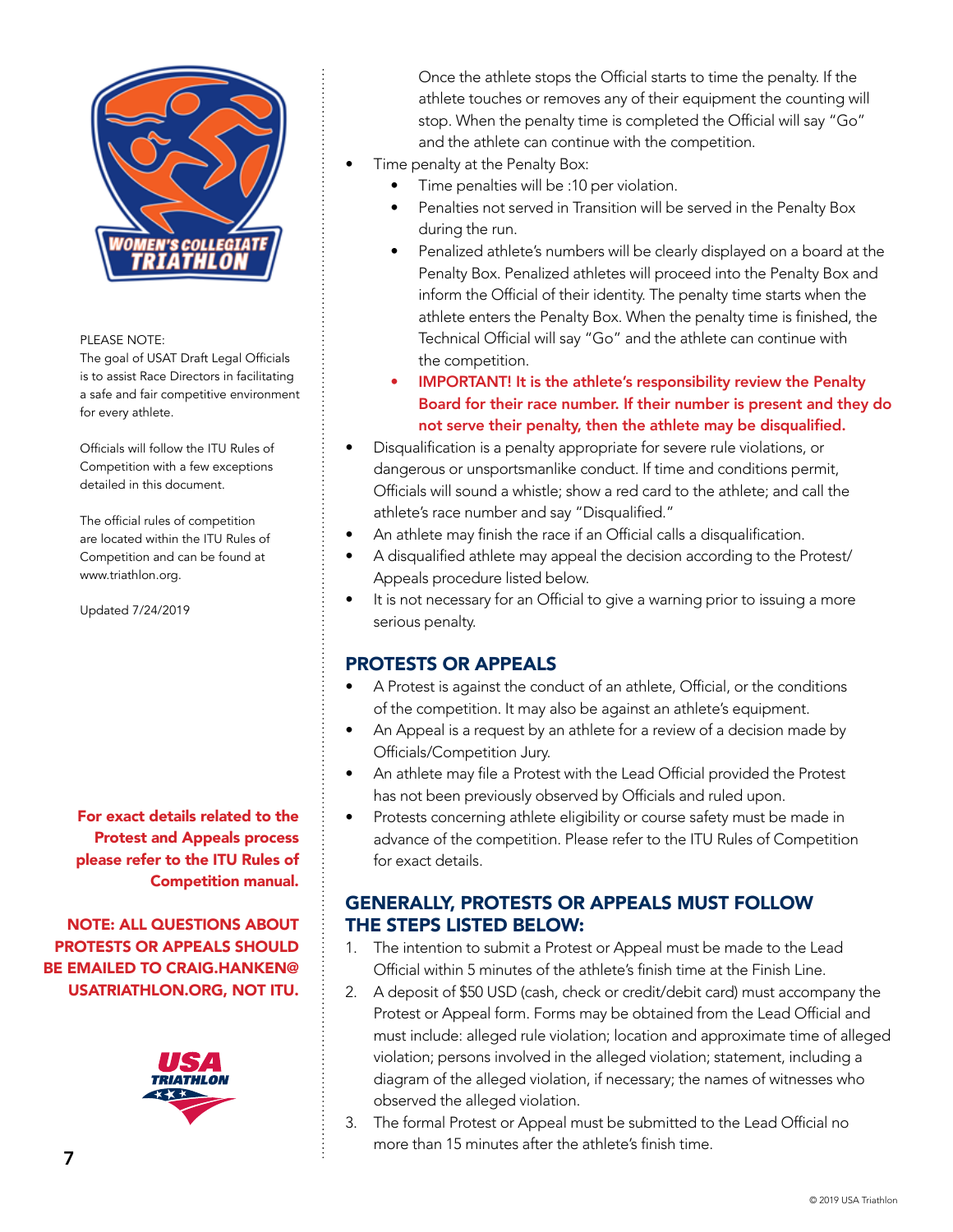PLEASE NOTE:
The goal of USAT Draft Legal Officials is to assist Race Directors in facilitating a safe and fair competitive environment for every athlete.

Officials will follow the ITU Rules of Competition with a few exceptions detailed in this document.

The official rules of competition are located within the ITU Rules of Competition and can be found at www.triathlon.org.

Updated 7/24/2019

**For exact details related to the Protest and Appeals process please refer to the ITU Rules of Competition manual.**

**NOTE: ALL QUESTIONS ABOUT PROTESTS OR APPEALS SHOULD BE EMAILED TO CRAIG.HANKEN@USATRIATHLON.ORG, NOT ITU.**

Once the athlete stops the Official starts to time the penalty. If the athlete touches or removes any of their equipment the counting will stop. When the penalty time is completed the Official will say "Go" and the athlete can continue with the competition.

- Time penalty at the Penalty Box:
  - Time penalties will be :10 per violation.
  - Penalties not served in Transition will be served in the Penalty Box during the run.
  - Penalized athlete's numbers will be clearly displayed on a board at the Penalty Box. Penalized athletes will proceed into the Penalty Box and inform the Official of their identity. The penalty time starts when the athlete enters the Penalty Box. When the penalty time is finished, the Technical Official will say "Go" and the athlete can continue with the competition.
  - **IMPORTANT! It is the athlete's responsibility review the Penalty Board for their race number. If their number is present and they do not serve their penalty, then the athlete may be disqualified.**
- Disqualification is a penalty appropriate for severe rule violations, or dangerous or unsportsmanlike conduct. If time and conditions permit, Officials will sound a whistle; show a red card to the athlete; and call the athlete's race number and say "Disqualified."
- An athlete may finish the race if an Official calls a disqualification.
- A disqualified athlete may appeal the decision according to the Protest/ Appeals procedure listed below.
- It is not necessary for an Official to give a warning prior to issuing a more serious penalty.

## PROTESTS OR APPEALS

- A Protest is against the conduct of an athlete, Official, or the conditions of the competition. It may also be against an athlete's equipment.
- An Appeal is a request by an athlete for a review of a decision made by Officials/Competition Jury.
- An athlete may file a Protest with the Lead Official provided the Protest has not been previously observed by Officials and ruled upon.
- Protests concerning athlete eligibility or course safety must be made in advance of the competition. Please refer to the ITU Rules of Competition for exact details.

## GENERALLY, PROTESTS OR APPEALS MUST FOLLOW THE STEPS LISTED BELOW:

1. The intention to submit a Protest or Appeal must be made to the Lead Official within 5 minutes of the athlete's finish time at the Finish Line.
2. A deposit of $50 USD (cash, check or credit/debit card) must accompany the Protest or Appeal form. Forms may be obtained from the Lead Official and must include: alleged rule violation; location and approximate time of alleged violation; persons involved in the alleged violation; statement, including a diagram of the alleged violation, if necessary; the names of witnesses who observed the alleged violation.
3. The formal Protest or Appeal must be submitted to the Lead Official no more than 15 minutes after the athlete's finish time.

© 2019 USA Triathlon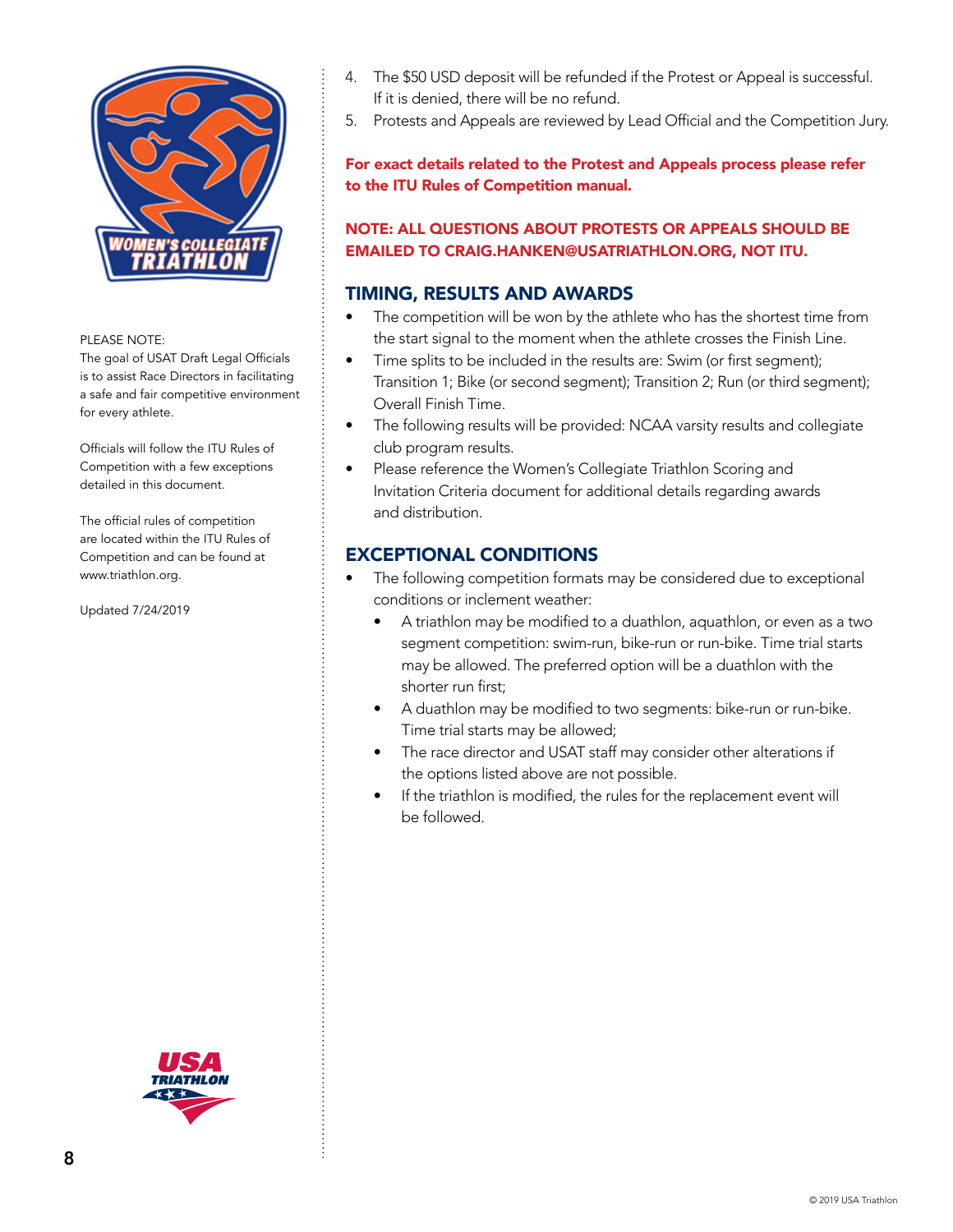PLEASE NOTE:
The goal of USAT Draft Legal Officials is to assist Race Directors in facilitating a safe and fair competitive environment for every athlete.

Officials will follow the ITU Rules of Competition with a few exceptions detailed in this document.

The official rules of competition are located within the ITU Rules of Competition and can be found at www.triathlon.org.

Updated 7/24/2019

4. The $50 USD deposit will be refunded if the Protest or Appeal is successful. If it is denied, there will be no refund.
5. Protests and Appeals are reviewed by Lead Official and the Competition Jury.

**For exact details related to the Protest and Appeals process please refer to the ITU Rules of Competition manual.**

**NOTE: ALL QUESTIONS ABOUT PROTESTS OR APPEALS SHOULD BE EMAILED TO CRAIG.HANKEN@USATRIATHLON.ORG, NOT ITU.**

## TIMING, RESULTS AND AWARDS

- The competition will be won by the athlete who has the shortest time from the start signal to the moment when the athlete crosses the Finish Line.
- Time splits to be included in the results are: Swim (or first segment); Transition 1; Bike (or second segment); Transition 2; Run (or third segment); Overall Finish Time.
- The following results will be provided: NCAA varsity results and collegiate club program results.
- Please reference the Women's Collegiate Triathlon Scoring and Invitation Criteria document for additional details regarding awards and distribution.

## EXCEPTIONAL CONDITIONS

- The following competition formats may be considered due to exceptional conditions or inclement weather:
  - A triathlon may be modified to a duathlon, aquathlon, or even as a two segment competition: swim-run, bike-run or run-bike. Time trial starts may be allowed. The preferred option will be a duathlon with the shorter run first;
  - A duathlon may be modified to two segments: bike-run or run-bike. Time trial starts may be allowed;
  - The race director and USAT staff may consider other alterations if the options listed above are not possible.
  - If the triathlon is modified, the rules for the replacement event will be followed.